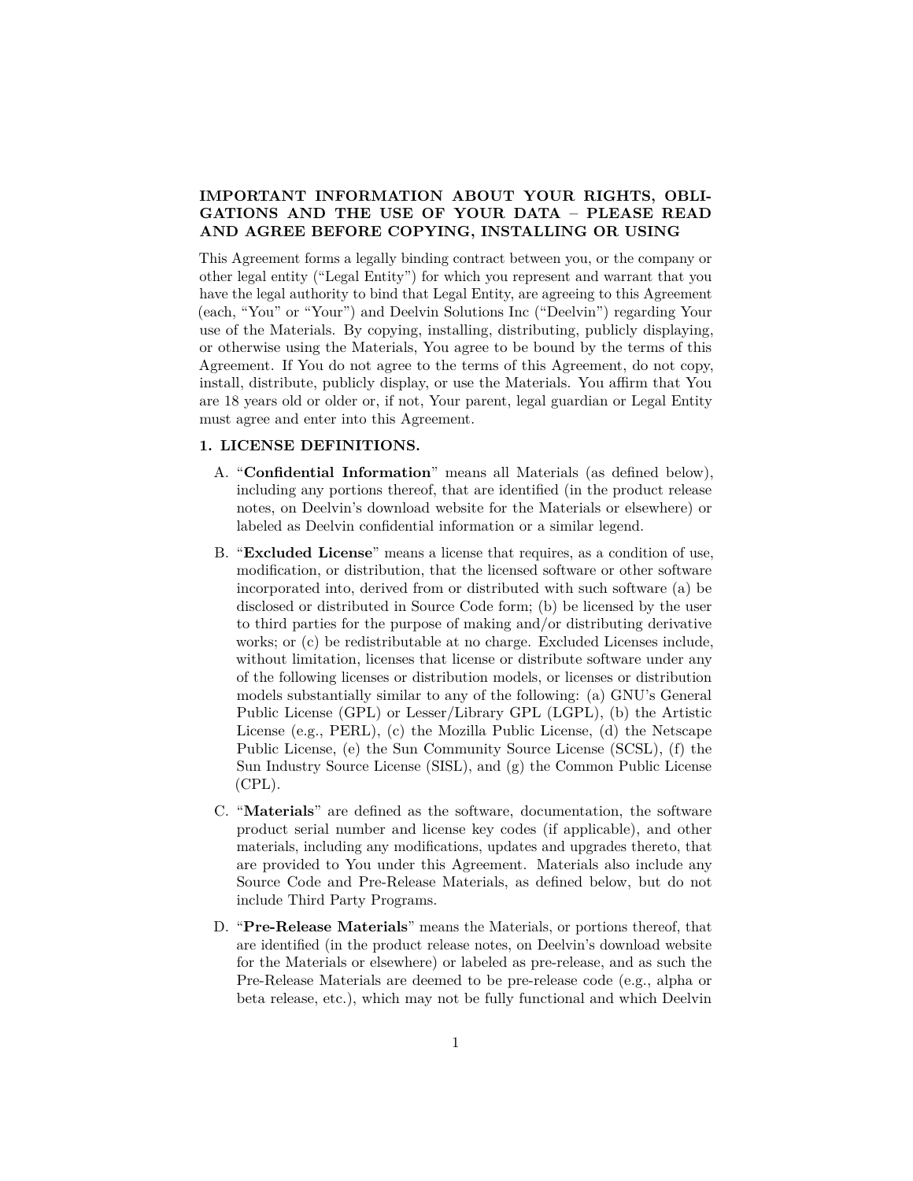**IMPORTANT INFORMATION ABOUT YOUR RIGHTS, OBLIGATIONS AND THE USE OF YOUR DATA – PLEASE READ AND AGREE BEFORE COPYING, INSTALLING OR USING**

This Agreement forms a legally binding contract between you, or the company or other legal entity ("Legal Entity") for which you represent and warrant that you have the legal authority to bind that Legal Entity, are agreeing to this Agreement (each, "You" or "Your") and Deelvin Solutions Inc ("Deelvin") regarding Your use of the Materials. By copying, installing, distributing, publicly displaying, or otherwise using the Materials, You agree to be bound by the terms of this Agreement. If You do not agree to the terms of this Agreement, do not copy, install, distribute, publicly display, or use the Materials. You affirm that You are 18 years old or older or, if not, Your parent, legal guardian or Legal Entity must agree and enter into this Agreement.

## 1. LICENSE DEFINITIONS.

A. "**Confidential Information**" means all Materials (as defined below), including any portions thereof, that are identified (in the product release notes, on Deelvin's download website for the Materials or elsewhere) or labeled as Deelvin confidential information or a similar legend.

B. "**Excluded License**" means a license that requires, as a condition of use, modification, or distribution, that the licensed software or other software incorporated into, derived from or distributed with such software (a) be disclosed or distributed in Source Code form; (b) be licensed by the user to third parties for the purpose of making and/or distributing derivative works; or (c) be redistributable at no charge. Excluded Licenses include, without limitation, licenses that license or distribute software under any of the following licenses or distribution models, or licenses or distribution models substantially similar to any of the following: (a) GNU's General Public License (GPL) or Lesser/Library GPL (LGPL), (b) the Artistic License (e.g., PERL), (c) the Mozilla Public License, (d) the Netscape Public License, (e) the Sun Community Source License (SCSL), (f) the Sun Industry Source License (SISL), and (g) the Common Public License (CPL).

C. "**Materials**" are defined as the software, documentation, the software product serial number and license key codes (if applicable), and other materials, including any modifications, updates and upgrades thereto, that are provided to You under this Agreement. Materials also include any Source Code and Pre-Release Materials, as defined below, but do not include Third Party Programs.

D. "**Pre-Release Materials**" means the Materials, or portions thereof, that are identified (in the product release notes, on Deelvin's download website for the Materials or elsewhere) or labeled as pre-release, and as such the Pre-Release Materials are deemed to be pre-release code (e.g., alpha or beta release, etc.), which may not be fully functional and which Deelvin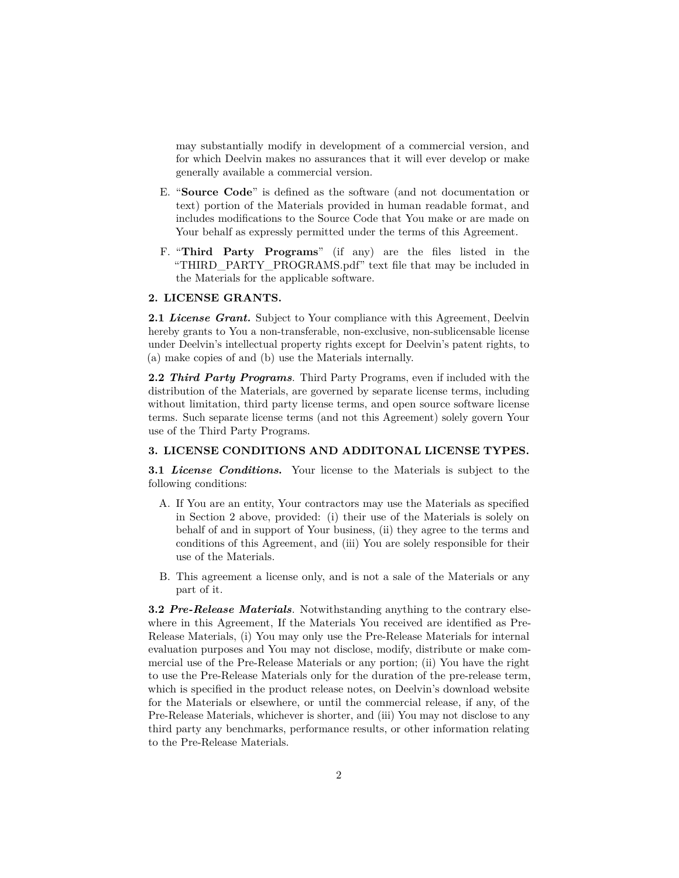may substantially modify in development of a commercial version, and for which Deelvin makes no assurances that it will ever develop or make generally available a commercial version.

E. "**Source Code**" is defined as the software (and not documentation or text) portion of the Materials provided in human readable format, and includes modifications to the Source Code that You make or are made on Your behalf as expressly permitted under the terms of this Agreement.

F. "**Third Party Programs**" (if any) are the files listed in the "THIRD_PARTY_PROGRAMS.pdf" text file that may be included in the Materials for the applicable software.

## 2. LICENSE GRANTS.

**2.1 *License Grant.*** Subject to Your compliance with this Agreement, Deelvin hereby grants to You a non-transferable, non-exclusive, non-sublicensable license under Deelvin's intellectual property rights except for Deelvin's patent rights, to (a) make copies of and (b) use the Materials internally.

**2.2 *Third Party Programs*.** Third Party Programs, even if included with the distribution of the Materials, are governed by separate license terms, including without limitation, third party license terms, and open source software license terms. Such separate license terms (and not this Agreement) solely govern Your use of the Third Party Programs.

## 3. LICENSE CONDITIONS AND ADDITONAL LICENSE TYPES.

**3.1 *License Conditions.*** Your license to the Materials is subject to the following conditions:

A. If You are an entity, Your contractors may use the Materials as specified in Section 2 above, provided: (i) their use of the Materials is solely on behalf of and in support of Your business, (ii) they agree to the terms and conditions of this Agreement, and (iii) You are solely responsible for their use of the Materials.

B. This agreement a license only, and is not a sale of the Materials or any part of it.

**3.2 *Pre-Release Materials*.** Notwithstanding anything to the contrary elsewhere in this Agreement, If the Materials You received are identified as Pre-Release Materials, (i) You may only use the Pre-Release Materials for internal evaluation purposes and You may not disclose, modify, distribute or make commercial use of the Pre-Release Materials or any portion; (ii) You have the right to use the Pre-Release Materials only for the duration of the pre-release term, which is specified in the product release notes, on Deelvin's download website for the Materials or elsewhere, or until the commercial release, if any, of the Pre-Release Materials, whichever is shorter, and (iii) You may not disclose to any third party any benchmarks, performance results, or other information relating to the Pre-Release Materials.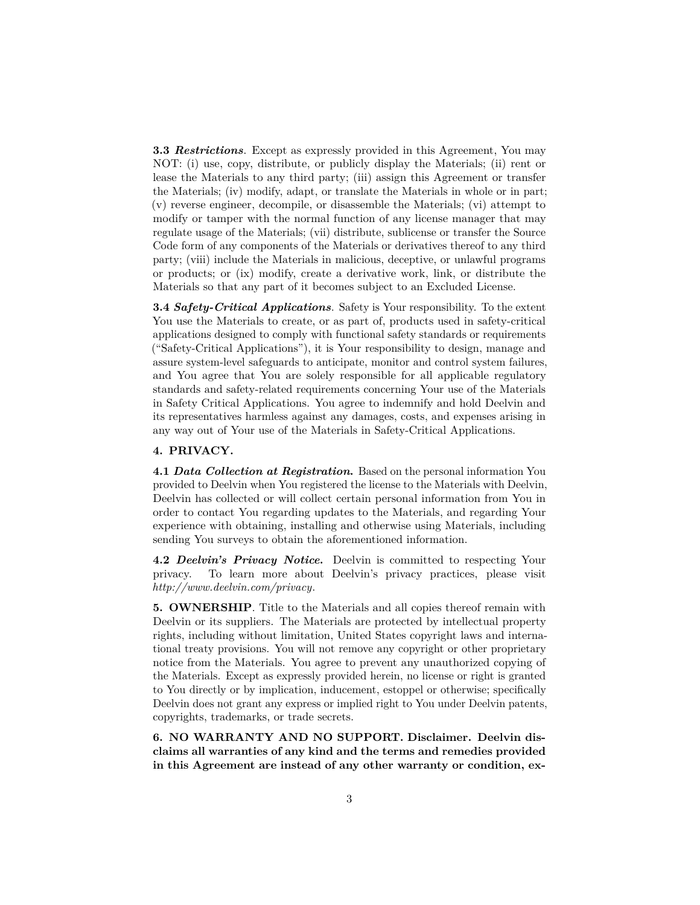**3.3** ***Restrictions***. Except as expressly provided in this Agreement, You may NOT: (i) use, copy, distribute, or publicly display the Materials; (ii) rent or lease the Materials to any third party; (iii) assign this Agreement or transfer the Materials; (iv) modify, adapt, or translate the Materials in whole or in part; (v) reverse engineer, decompile, or disassemble the Materials; (vi) attempt to modify or tamper with the normal function of any license manager that may regulate usage of the Materials; (vii) distribute, sublicense or transfer the Source Code form of any components of the Materials or derivatives thereof to any third party; (viii) include the Materials in malicious, deceptive, or unlawful programs or products; or (ix) modify, create a derivative work, link, or distribute the Materials so that any part of it becomes subject to an Excluded License.

**3.4** ***Safety-Critical Applications***. Safety is Your responsibility. To the extent You use the Materials to create, or as part of, products used in safety-critical applications designed to comply with functional safety standards or requirements ("Safety-Critical Applications"), it is Your responsibility to design, manage and assure system-level safeguards to anticipate, monitor and control system failures, and You agree that You are solely responsible for all applicable regulatory standards and safety-related requirements concerning Your use of the Materials in Safety Critical Applications. You agree to indemnify and hold Deelvin and its representatives harmless against any damages, costs, and expenses arising in any way out of Your use of the Materials in Safety-Critical Applications.

**4. PRIVACY.**

**4.1** ***Data Collection at Registration.*** Based on the personal information You provided to Deelvin when You registered the license to the Materials with Deelvin, Deelvin has collected or will collect certain personal information from You in order to contact You regarding updates to the Materials, and regarding Your experience with obtaining, installing and otherwise using Materials, including sending You surveys to obtain the aforementioned information.

**4.2** ***Deelvin's Privacy Notice.*** Deelvin is committed to respecting Your privacy. To learn more about Deelvin's privacy practices, please visit *http://www.deelvin.com/privacy*.

**5. OWNERSHIP**. Title to the Materials and all copies thereof remain with Deelvin or its suppliers. The Materials are protected by intellectual property rights, including without limitation, United States copyright laws and international treaty provisions. You will not remove any copyright or other proprietary notice from the Materials. You agree to prevent any unauthorized copying of the Materials. Except as expressly provided herein, no license or right is granted to You directly or by implication, inducement, estoppel or otherwise; specifically Deelvin does not grant any express or implied right to You under Deelvin patents, copyrights, trademarks, or trade secrets.

**6. NO WARRANTY AND NO SUPPORT. Disclaimer. Deelvin disclaims all warranties of any kind and the terms and remedies provided in this Agreement are instead of any other warranty or condition, ex-**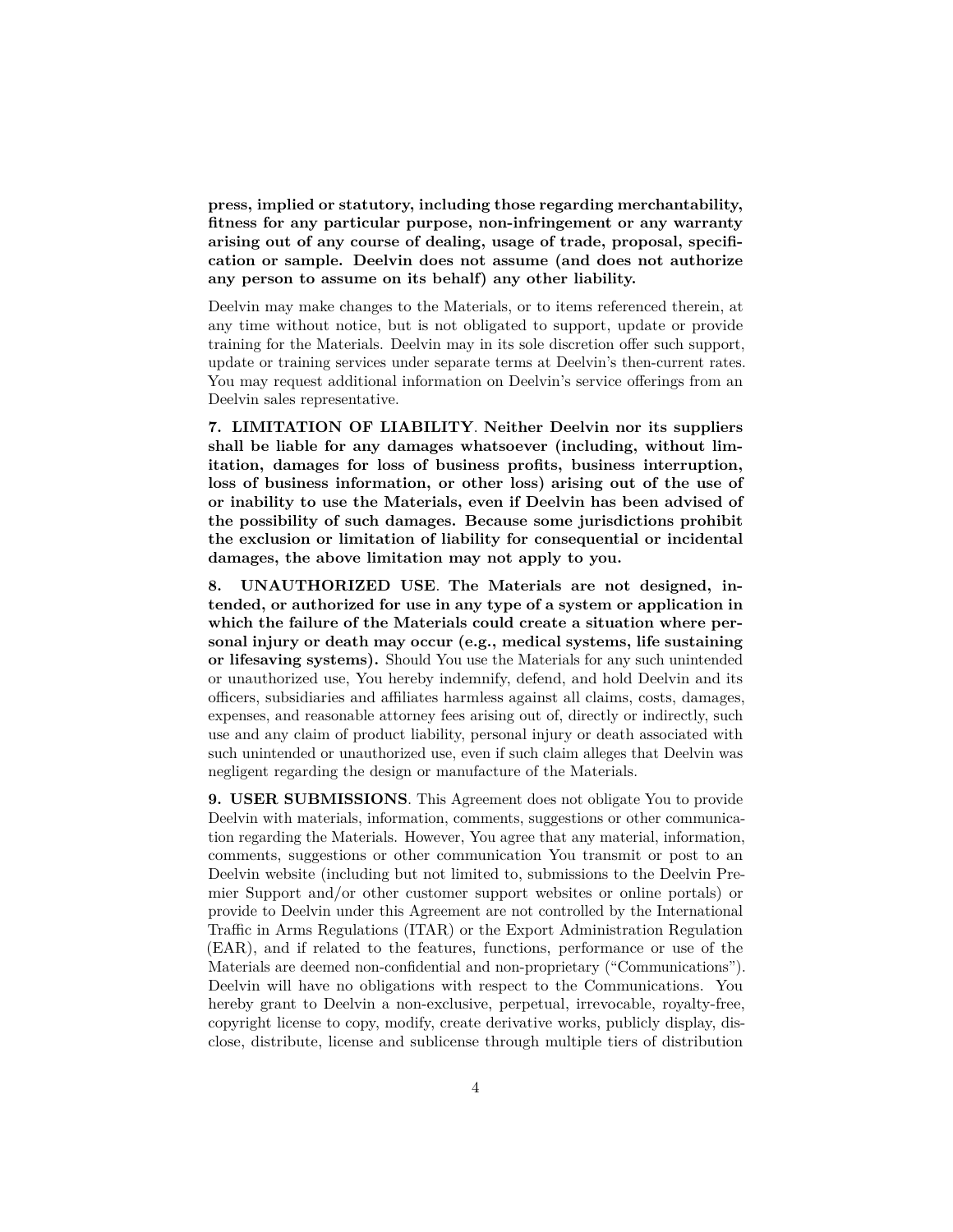**press, implied or statutory, including those regarding merchantability, fitness for any particular purpose, non-infringement or any warranty arising out of any course of dealing, usage of trade, proposal, specification or sample. Deelvin does not assume (and does not authorize any person to assume on its behalf) any other liability.**

Deelvin may make changes to the Materials, or to items referenced therein, at any time without notice, but is not obligated to support, update or provide training for the Materials. Deelvin may in its sole discretion offer such support, update or training services under separate terms at Deelvin's then-current rates. You may request additional information on Deelvin's service offerings from an Deelvin sales representative.

**7. LIMITATION OF LIABILITY**. **Neither Deelvin nor its suppliers shall be liable for any damages whatsoever (including, without limitation, damages for loss of business profits, business interruption, loss of business information, or other loss) arising out of the use of or inability to use the Materials, even if Deelvin has been advised of the possibility of such damages. Because some jurisdictions prohibit the exclusion or limitation of liability for consequential or incidental damages, the above limitation may not apply to you.**

**8. UNAUTHORIZED USE**. **The Materials are not designed, intended, or authorized for use in any type of a system or application in which the failure of the Materials could create a situation where personal injury or death may occur (e.g., medical systems, life sustaining or lifesaving systems).** Should You use the Materials for any such unintended or unauthorized use, You hereby indemnify, defend, and hold Deelvin and its officers, subsidiaries and affiliates harmless against all claims, costs, damages, expenses, and reasonable attorney fees arising out of, directly or indirectly, such use and any claim of product liability, personal injury or death associated with such unintended or unauthorized use, even if such claim alleges that Deelvin was negligent regarding the design or manufacture of the Materials.

**9. USER SUBMISSIONS**. This Agreement does not obligate You to provide Deelvin with materials, information, comments, suggestions or other communication regarding the Materials. However, You agree that any material, information, comments, suggestions or other communication You transmit or post to an Deelvin website (including but not limited to, submissions to the Deelvin Premier Support and/or other customer support websites or online portals) or provide to Deelvin under this Agreement are not controlled by the International Traffic in Arms Regulations (ITAR) or the Export Administration Regulation (EAR), and if related to the features, functions, performance or use of the Materials are deemed non-confidential and non-proprietary ("Communications"). Deelvin will have no obligations with respect to the Communications. You hereby grant to Deelvin a non-exclusive, perpetual, irrevocable, royalty-free, copyright license to copy, modify, create derivative works, publicly display, disclose, distribute, license and sublicense through multiple tiers of distribution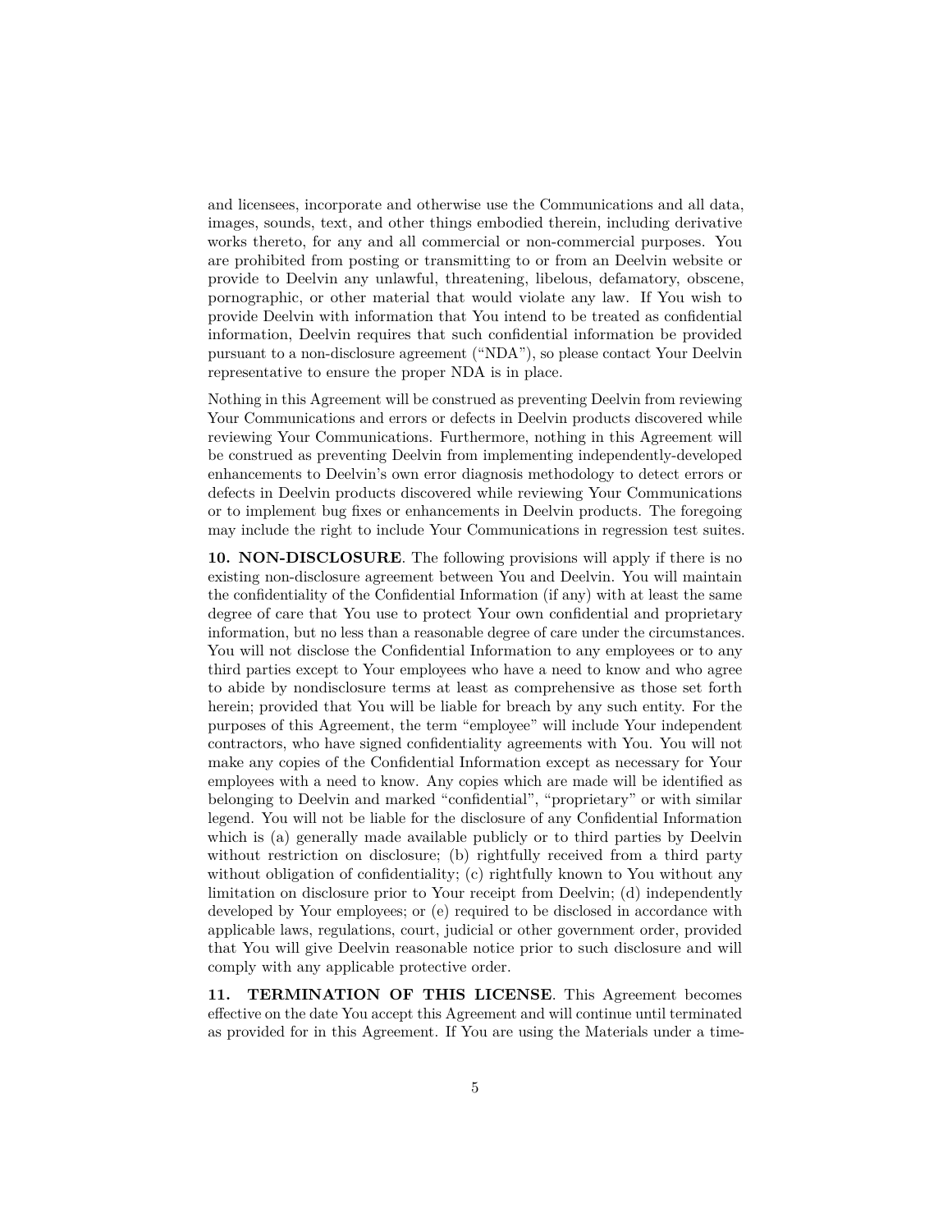and licensees, incorporate and otherwise use the Communications and all data, images, sounds, text, and other things embodied therein, including derivative works thereto, for any and all commercial or non-commercial purposes. You are prohibited from posting or transmitting to or from an Deelvin website or provide to Deelvin any unlawful, threatening, libelous, defamatory, obscene, pornographic, or other material that would violate any law. If You wish to provide Deelvin with information that You intend to be treated as confidential information, Deelvin requires that such confidential information be provided pursuant to a non-disclosure agreement ("NDA"), so please contact Your Deelvin representative to ensure the proper NDA is in place.

Nothing in this Agreement will be construed as preventing Deelvin from reviewing Your Communications and errors or defects in Deelvin products discovered while reviewing Your Communications. Furthermore, nothing in this Agreement will be construed as preventing Deelvin from implementing independently-developed enhancements to Deelvin's own error diagnosis methodology to detect errors or defects in Deelvin products discovered while reviewing Your Communications or to implement bug fixes or enhancements in Deelvin products. The foregoing may include the right to include Your Communications in regression test suites.

**10. NON-DISCLOSURE**. The following provisions will apply if there is no existing non-disclosure agreement between You and Deelvin. You will maintain the confidentiality of the Confidential Information (if any) with at least the same degree of care that You use to protect Your own confidential and proprietary information, but no less than a reasonable degree of care under the circumstances. You will not disclose the Confidential Information to any employees or to any third parties except to Your employees who have a need to know and who agree to abide by nondisclosure terms at least as comprehensive as those set forth herein; provided that You will be liable for breach by any such entity. For the purposes of this Agreement, the term "employee" will include Your independent contractors, who have signed confidentiality agreements with You. You will not make any copies of the Confidential Information except as necessary for Your employees with a need to know. Any copies which are made will be identified as belonging to Deelvin and marked "confidential", "proprietary" or with similar legend. You will not be liable for the disclosure of any Confidential Information which is (a) generally made available publicly or to third parties by Deelvin without restriction on disclosure; (b) rightfully received from a third party without obligation of confidentiality; (c) rightfully known to You without any limitation on disclosure prior to Your receipt from Deelvin; (d) independently developed by Your employees; or (e) required to be disclosed in accordance with applicable laws, regulations, court, judicial or other government order, provided that You will give Deelvin reasonable notice prior to such disclosure and will comply with any applicable protective order.

**11. TERMINATION OF THIS LICENSE**. This Agreement becomes effective on the date You accept this Agreement and will continue until terminated as provided for in this Agreement. If You are using the Materials under a time-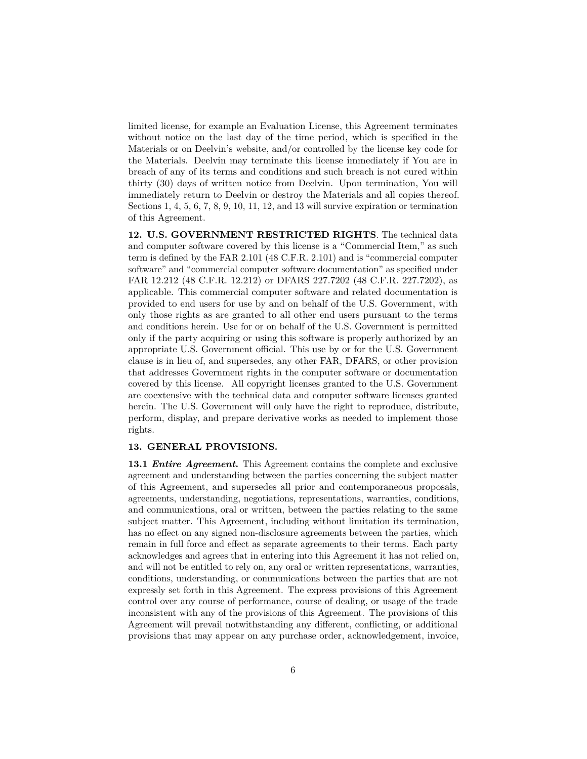limited license, for example an Evaluation License, this Agreement terminates without notice on the last day of the time period, which is specified in the Materials or on Deelvin's website, and/or controlled by the license key code for the Materials. Deelvin may terminate this license immediately if You are in breach of any of its terms and conditions and such breach is not cured within thirty (30) days of written notice from Deelvin. Upon termination, You will immediately return to Deelvin or destroy the Materials and all copies thereof. Sections 1, 4, 5, 6, 7, 8, 9, 10, 11, 12, and 13 will survive expiration or termination of this Agreement.

**12. U.S. GOVERNMENT RESTRICTED RIGHTS**. The technical data and computer software covered by this license is a "Commercial Item," as such term is defined by the FAR 2.101 (48 C.F.R. 2.101) and is "commercial computer software" and "commercial computer software documentation" as specified under FAR 12.212 (48 C.F.R. 12.212) or DFARS 227.7202 (48 C.F.R. 227.7202), as applicable. This commercial computer software and related documentation is provided to end users for use by and on behalf of the U.S. Government, with only those rights as are granted to all other end users pursuant to the terms and conditions herein. Use for or on behalf of the U.S. Government is permitted only if the party acquiring or using this software is properly authorized by an appropriate U.S. Government official. This use by or for the U.S. Government clause is in lieu of, and supersedes, any other FAR, DFARS, or other provision that addresses Government rights in the computer software or documentation covered by this license. All copyright licenses granted to the U.S. Government are coextensive with the technical data and computer software licenses granted herein. The U.S. Government will only have the right to reproduce, distribute, perform, display, and prepare derivative works as needed to implement those rights.

**13. GENERAL PROVISIONS.**

**13.1 *Entire Agreement.*** This Agreement contains the complete and exclusive agreement and understanding between the parties concerning the subject matter of this Agreement, and supersedes all prior and contemporaneous proposals, agreements, understanding, negotiations, representations, warranties, conditions, and communications, oral or written, between the parties relating to the same subject matter. This Agreement, including without limitation its termination, has no effect on any signed non-disclosure agreements between the parties, which remain in full force and effect as separate agreements to their terms. Each party acknowledges and agrees that in entering into this Agreement it has not relied on, and will not be entitled to rely on, any oral or written representations, warranties, conditions, understanding, or communications between the parties that are not expressly set forth in this Agreement. The express provisions of this Agreement control over any course of performance, course of dealing, or usage of the trade inconsistent with any of the provisions of this Agreement. The provisions of this Agreement will prevail notwithstanding any different, conflicting, or additional provisions that may appear on any purchase order, acknowledgement, invoice,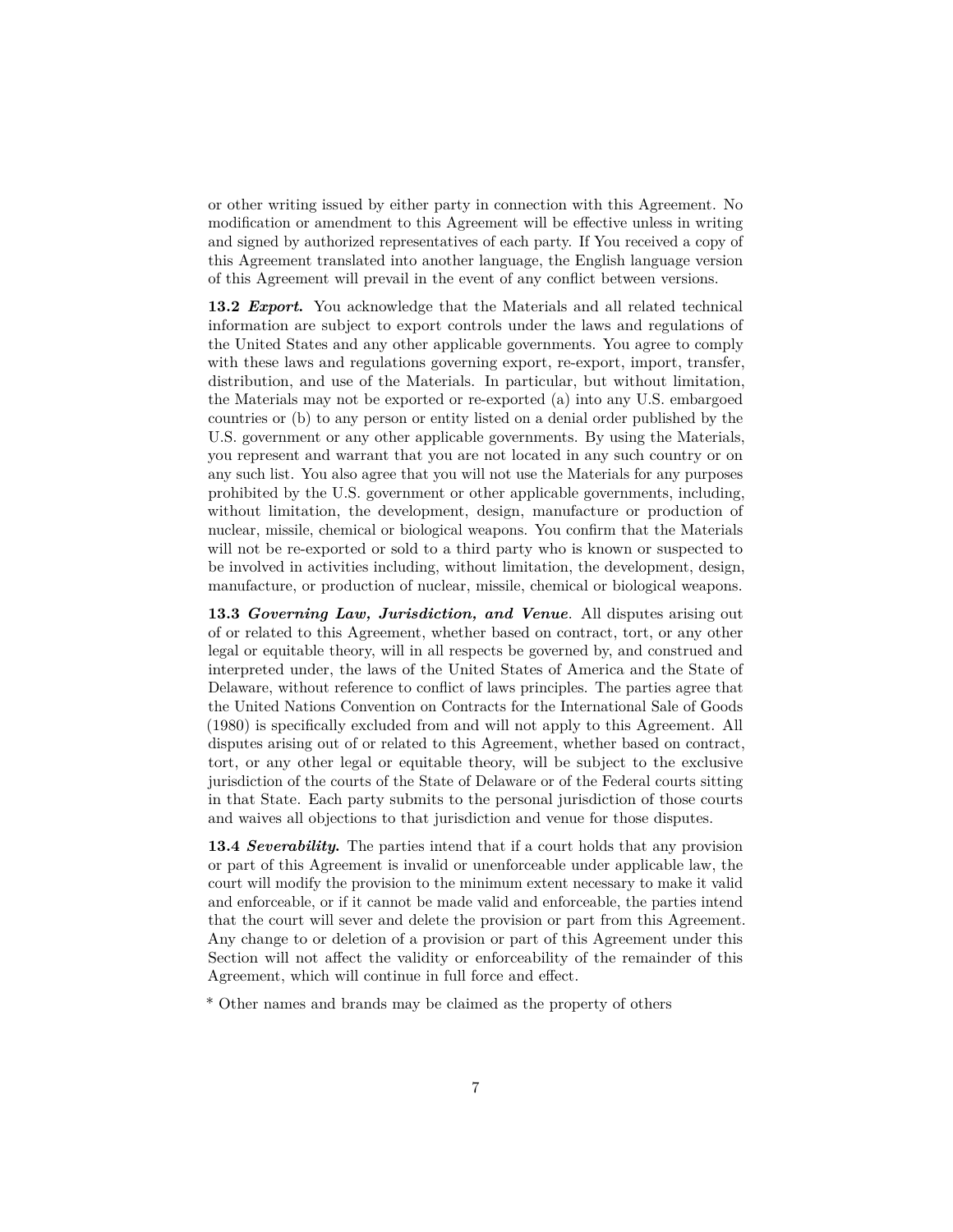or other writing issued by either party in connection with this Agreement. No modification or amendment to this Agreement will be effective unless in writing and signed by authorized representatives of each party. If You received a copy of this Agreement translated into another language, the English language version of this Agreement will prevail in the event of any conflict between versions.

**13.2** ***Export.*** You acknowledge that the Materials and all related technical information are subject to export controls under the laws and regulations of the United States and any other applicable governments. You agree to comply with these laws and regulations governing export, re-export, import, transfer, distribution, and use of the Materials. In particular, but without limitation, the Materials may not be exported or re-exported (a) into any U.S. embargoed countries or (b) to any person or entity listed on a denial order published by the U.S. government or any other applicable governments. By using the Materials, you represent and warrant that you are not located in any such country or on any such list. You also agree that you will not use the Materials for any purposes prohibited by the U.S. government or other applicable governments, including, without limitation, the development, design, manufacture or production of nuclear, missile, chemical or biological weapons. You confirm that the Materials will not be re-exported or sold to a third party who is known or suspected to be involved in activities including, without limitation, the development, design, manufacture, or production of nuclear, missile, chemical or biological weapons.

**13.3** ***Governing Law, Jurisdiction, and Venue***. All disputes arising out of or related to this Agreement, whether based on contract, tort, or any other legal or equitable theory, will in all respects be governed by, and construed and interpreted under, the laws of the United States of America and the State of Delaware, without reference to conflict of laws principles. The parties agree that the United Nations Convention on Contracts for the International Sale of Goods (1980) is specifically excluded from and will not apply to this Agreement. All disputes arising out of or related to this Agreement, whether based on contract, tort, or any other legal or equitable theory, will be subject to the exclusive jurisdiction of the courts of the State of Delaware or of the Federal courts sitting in that State. Each party submits to the personal jurisdiction of those courts and waives all objections to that jurisdiction and venue for those disputes.

**13.4** ***Severability.*** The parties intend that if a court holds that any provision or part of this Agreement is invalid or unenforceable under applicable law, the court will modify the provision to the minimum extent necessary to make it valid and enforceable, or if it cannot be made valid and enforceable, the parties intend that the court will sever and delete the provision or part from this Agreement. Any change to or deletion of a provision or part of this Agreement under this Section will not affect the validity or enforceability of the remainder of this Agreement, which will continue in full force and effect.

* Other names and brands may be claimed as the property of others